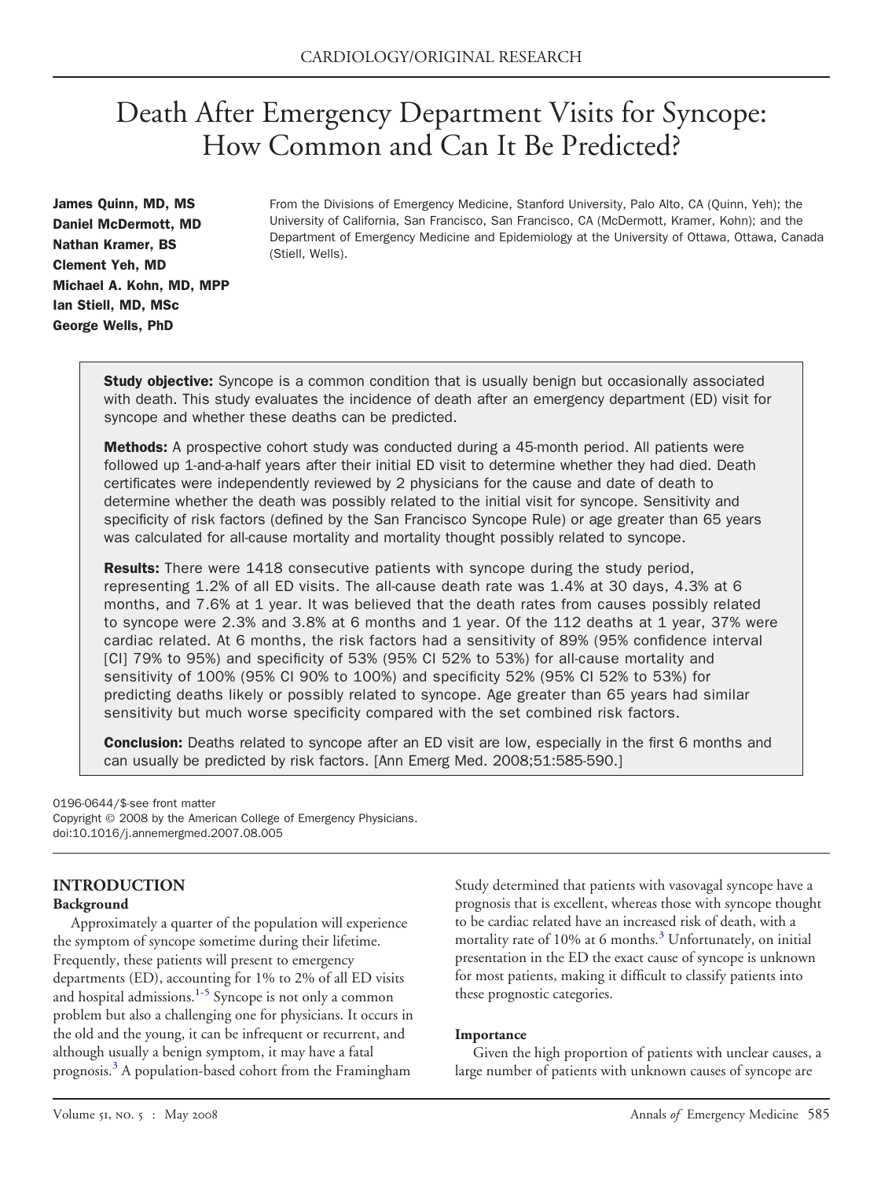# Death After Emergency Department Visits for Syncope: How Common and Can It Be Predicted?

**James Quinn, MD, MS**
**Daniel McDermott, MD**
**Nathan Kramer, BS**
**Clement Yeh, MD**
**Michael A. Kohn, MD, MPP**
**Ian Stiell, MD, MSc**
**George Wells, PhD**

From the Divisions of Emergency Medicine, Stanford University, Palo Alto, CA (Quinn, Yeh); the University of California, San Francisco, San Francisco, CA (McDermott, Kramer, Kohn); and the Department of Emergency Medicine and Epidemiology at the University of Ottawa, Ottawa, Canada (Stiell, Wells).

**Study objective:** Syncope is a common condition that is usually benign but occasionally associated with death. This study evaluates the incidence of death after an emergency department (ED) visit for syncope and whether these deaths can be predicted.

**Methods:** A prospective cohort study was conducted during a 45-month period. All patients were followed up 1-and-a-half years after their initial ED visit to determine whether they had died. Death certificates were independently reviewed by 2 physicians for the cause and date of death to determine whether the death was possibly related to the initial visit for syncope. Sensitivity and specificity of risk factors (defined by the San Francisco Syncope Rule) or age greater than 65 years was calculated for all-cause mortality and mortality thought possibly related to syncope.

**Results:** There were 1418 consecutive patients with syncope during the study period, representing 1.2% of all ED visits. The all-cause death rate was 1.4% at 30 days, 4.3% at 6 months, and 7.6% at 1 year. It was believed that the death rates from causes possibly related to syncope were 2.3% and 3.8% at 6 months and 1 year. Of the 112 deaths at 1 year, 37% were cardiac related. At 6 months, the risk factors had a sensitivity of 89% (95% confidence interval [CI] 79% to 95%) and specificity of 53% (95% CI 52% to 53%) for all-cause mortality and sensitivity of 100% (95% CI 90% to 100%) and specificity 52% (95% CI 52% to 53%) for predicting deaths likely or possibly related to syncope. Age greater than 65 years had similar sensitivity but much worse specificity compared with the set combined risk factors.

**Conclusion:** Deaths related to syncope after an ED visit are low, especially in the first 6 months and can usually be predicted by risk factors. [Ann Emerg Med. 2008;51:585-590.]

0196-0644/$-see front matter
Copyright © 2008 by the American College of Emergency Physicians.
doi:10.1016/j.annemergmed.2007.08.005

## INTRODUCTION

### Background

Approximately a quarter of the population will experience the symptom of syncope sometime during their lifetime. Frequently, these patients will present to emergency departments (ED), accounting for 1% to 2% of all ED visits and hospital admissions.[1-5] Syncope is not only a common problem but also a challenging one for physicians. It occurs in the old and the young, it can be infrequent or recurrent, and although usually a benign symptom, it may have a fatal prognosis.[3] A population-based cohort from the Framingham Study determined that patients with vasovagal syncope have a prognosis that is excellent, whereas those with syncope thought to be cardiac related have an increased risk of death, with a mortality rate of 10% at 6 months.[3] Unfortunately, on initial presentation in the ED the exact cause of syncope is unknown for most patients, making it difficult to classify patients into these prognostic categories.

### Importance

Given the high proportion of patients with unclear causes, a large number of patients with unknown causes of syncope are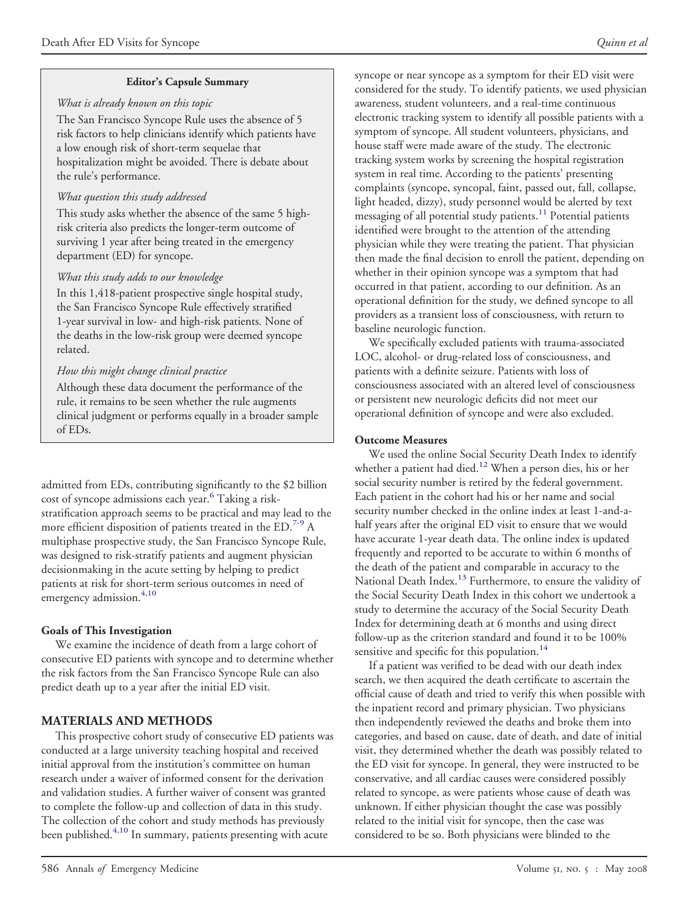**Editor's Capsule Summary**

*What is already known on this topic*

The San Francisco Syncope Rule uses the absence of 5 risk factors to help clinicians identify which patients have a low enough risk of short-term sequelae that hospitalization might be avoided. There is debate about the rule's performance.

*What question this study addressed*

This study asks whether the absence of the same 5 high-risk criteria also predicts the longer-term outcome of surviving 1 year after being treated in the emergency department (ED) for syncope.

*What this study adds to our knowledge*

In this 1,418-patient prospective single hospital study, the San Francisco Syncope Rule effectively stratified 1-year survival in low- and high-risk patients. None of the deaths in the low-risk group were deemed syncope related.

*How this might change clinical practice*

Although these data document the performance of the rule, it remains to be seen whether the rule augments clinical judgment or performs equally in a broader sample of EDs.

admitted from EDs, contributing significantly to the $2 billion cost of syncope admissions each year.[6] Taking a risk-stratification approach seems to be practical and may lead to the more efficient disposition of patients treated in the ED.[7-9] A multiphase prospective study, the San Francisco Syncope Rule, was designed to risk-stratify patients and augment physician decisionmaking in the acute setting by helping to predict patients at risk for short-term serious outcomes in need of emergency admission.[4,10]

### Goals of This Investigation

We examine the incidence of death from a large cohort of consecutive ED patients with syncope and to determine whether the risk factors from the San Francisco Syncope Rule can also predict death up to a year after the initial ED visit.

## MATERIALS AND METHODS

This prospective cohort study of consecutive ED patients was conducted at a large university teaching hospital and received initial approval from the institution's committee on human research under a waiver of informed consent for the derivation and validation studies. A further waiver of consent was granted to complete the follow-up and collection of data in this study. The collection of the cohort and study methods has previously been published.[4,10] In summary, patients presenting with acute syncope or near syncope as a symptom for their ED visit were considered for the study. To identify patients, we used physician awareness, student volunteers, and a real-time continuous electronic tracking system to identify all possible patients with a symptom of syncope. All student volunteers, physicians, and house staff were made aware of the study. The electronic tracking system works by screening the hospital registration system in real time. According to the patients' presenting complaints (syncope, syncopal, faint, passed out, fall, collapse, light headed, dizzy), study personnel would be alerted by text messaging of all potential study patients.[11] Potential patients identified were brought to the attention of the attending physician while they were treating the patient. That physician then made the final decision to enroll the patient, depending on whether in their opinion syncope was a symptom that had occurred in that patient, according to our definition. As an operational definition for the study, we defined syncope to all providers as a transient loss of consciousness, with return to baseline neurologic function.

We specifically excluded patients with trauma-associated LOC, alcohol- or drug-related loss of consciousness, and patients with a definite seizure. Patients with loss of consciousness associated with an altered level of consciousness or persistent new neurologic deficits did not meet our operational definition of syncope and were also excluded.

### Outcome Measures

We used the online Social Security Death Index to identify whether a patient had died.[12] When a person dies, his or her social security number is retired by the federal government. Each patient in the cohort had his or her name and social security number checked in the online index at least 1-and-a-half years after the original ED visit to ensure that we would have accurate 1-year death data. The online index is updated frequently and reported to be accurate to within 6 months of the death of the patient and comparable in accuracy to the National Death Index.[13] Furthermore, to ensure the validity of the Social Security Death Index in this cohort we undertook a study to determine the accuracy of the Social Security Death Index for determining death at 6 months and using direct follow-up as the criterion standard and found it to be 100% sensitive and specific for this population.[14]

If a patient was verified to be dead with our death index search, we then acquired the death certificate to ascertain the official cause of death and tried to verify this when possible with the inpatient record and primary physician. Two physicians then independently reviewed the deaths and broke them into categories, and based on cause, date of death, and date of initial visit, they determined whether the death was possibly related to the ED visit for syncope. In general, they were instructed to be conservative, and all cardiac causes were considered possibly related to syncope, as were patients whose cause of death was unknown. If either physician thought the case was possibly related to the initial visit for syncope, then the case was considered to be so. Both physicians were blinded to the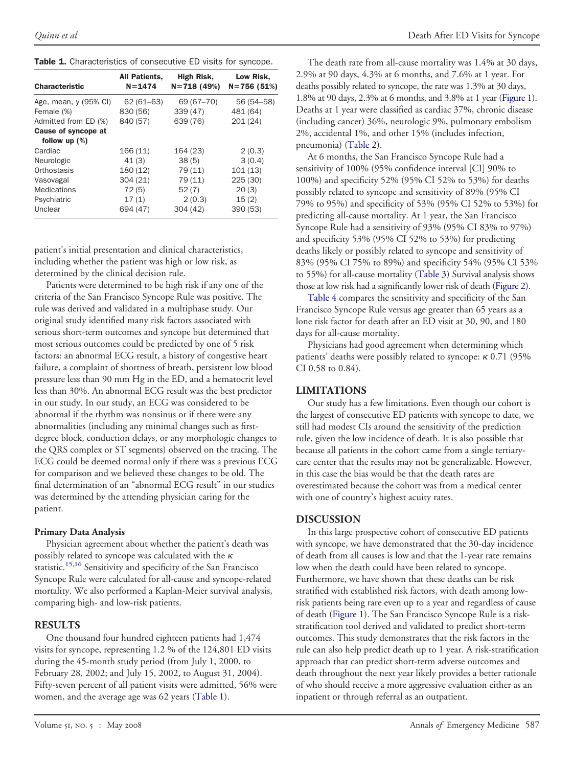**Table 1.** Characteristics of consecutive ED visits for syncope.

| Characteristic | All Patients, N=1474 | High Risk, N=718 (49%) | Low Risk, N=756 (51%) |
|---|---|---|---|
| Age, mean, y (95% CI) | 62 (61–63) | 69 (67–70) | 56 (54–58) |
| Female (%) | 830 (56) | 339 (47) | 481 (64) |
| Admitted from ED (%) | 840 (57) | 639 (76) | 201 (24) |
| **Cause of syncope at follow up (%)** | | | |
| Cardiac | 166 (11) | 164 (23) | 2 (0.3) |
| Neurologic | 41 (3) | 38 (5) | 3 (0.4) |
| Orthostasis | 180 (12) | 79 (11) | 101 (13) |
| Vasovagal | 304 (21) | 79 (11) | 225 (30) |
| Medications | 72 (5) | 52 (7) | 20 (3) |
| Psychiatric | 17 (1) | 2 (0.3) | 15 (2) |
| Unclear | 694 (47) | 304 (42) | 390 (53) |

patient's initial presentation and clinical characteristics, including whether the patient was high or low risk, as determined by the clinical decision rule.

Patients were determined to be high risk if any one of the criteria of the San Francisco Syncope Rule was positive. The rule was derived and validated in a multiphase study. Our original study identified many risk factors associated with serious short-term outcomes and syncope but determined that most serious outcomes could be predicted by one of 5 risk factors: an abnormal ECG result, a history of congestive heart failure, a complaint of shortness of breath, persistent low blood pressure less than 90 mm Hg in the ED, and a hematocrit level less than 30%. An abnormal ECG result was the best predictor in our study. In our study, an ECG was considered to be abnormal if the rhythm was nonsinus or if there were any abnormalities (including any minimal changes such as first-degree block, conduction delays, or any morphologic changes to the QRS complex or ST segments) observed on the tracing. The ECG could be deemed normal only if there was a previous ECG for comparison and we believed these changes to be old. The final determination of an "abnormal ECG result" in our studies was determined by the attending physician caring for the patient.

### Primary Data Analysis

Physician agreement about whether the patient's death was possibly related to syncope was calculated with the $\kappa$ statistic.[15,16] Sensitivity and specificity of the San Francisco Syncope Rule were calculated for all-cause and syncope-related mortality. We also performed a Kaplan-Meier survival analysis, comparing high- and low-risk patients.

## RESULTS

One thousand four hundred eighteen patients had 1,474 visits for syncope, representing 1.2 % of the 124,801 ED visits during the 45-month study period (from July 1, 2000, to February 28, 2002; and July 15, 2002, to August 31, 2004). Fifty-seven percent of all patient visits were admitted, 56% were women, and the average age was 62 years (Table 1).

The death rate from all-cause mortality was 1.4% at 30 days, 2.9% at 90 days, 4.3% at 6 months, and 7.6% at 1 year. For deaths possibly related to syncope, the rate was 1.3% at 30 days, 1.8% at 90 days, 2.3% at 6 months, and 3.8% at 1 year (Figure 1). Deaths at 1 year were classified as cardiac 37%, chronic disease (including cancer) 36%, neurologic 9%, pulmonary embolism 2%, accidental 1%, and other 15% (includes infection, pneumonia) (Table 2).

At 6 months, the San Francisco Syncope Rule had a sensitivity of 100% (95% confidence interval [CI] 90% to 100%) and specificity 52% (95% CI 52% to 53%) for deaths possibly related to syncope and sensitivity of 89% (95% CI 79% to 95%) and specificity of 53% (95% CI 52% to 53%) for predicting all-cause mortality. At 1 year, the San Francisco Syncope Rule had a sensitivity of 93% (95% CI 83% to 97%) and specificity 53% (95% CI 52% to 53%) for predicting deaths likely or possibly related to syncope and sensitivity of 83% (95% CI 75% to 89%) and specificity 54% (95% CI 53% to 55%) for all-cause mortality (Table 3) Survival analysis shows those at low risk had a significantly lower risk of death (Figure 2).

Table 4 compares the sensitivity and specificity of the San Francisco Syncope Rule versus age greater than 65 years as a lone risk factor for death after an ED visit at 30, 90, and 180 days for all-cause mortality.

Physicians had good agreement when determining which patients' deaths were possibly related to syncope: $\kappa$ 0.71 (95% CI 0.58 to 0.84).

## LIMITATIONS

Our study has a few limitations. Even though our cohort is the largest of consecutive ED patients with syncope to date, we still had modest CIs around the sensitivity of the prediction rule, given the low incidence of death. It is also possible that because all patients in the cohort came from a single tertiary-care center that the results may not be generalizable. However, in this case the bias would be that the death rates are overestimated because the cohort was from a medical center with one of country's highest acuity rates.

## DISCUSSION

In this large prospective cohort of consecutive ED patients with syncope, we have demonstrated that the 30-day incidence of death from all causes is low and that the 1-year rate remains low when the death could have been related to syncope. Furthermore, we have shown that these deaths can be risk stratified with established risk factors, with death among low-risk patients being rare even up to a year and regardless of cause of death (Figure 1). The San Francisco Syncope Rule is a risk-stratification tool derived and validated to predict short-term outcomes. This study demonstrates that the risk factors in the rule can also help predict death up to 1 year. A risk-stratification approach that can predict short-term adverse outcomes and death throughout the next year likely provides a better rationale of who should receive a more aggressive evaluation either as an inpatient or through referral as an outpatient.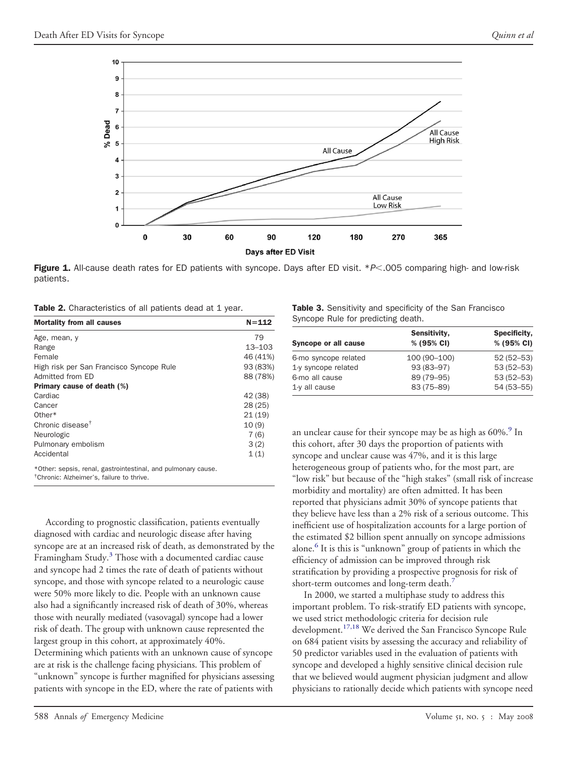**Figure 1.** All-cause death rates for ED patients with syncope. Days after ED visit. *$P<.005$ comparing high- and low-risk patients.

**Table 2.** Characteristics of all patients dead at 1 year.

| Mortality from all causes | N=112 |
|---|---|
| Age, mean, y | 79 |
| Range | 13–103 |
| Female | 46 (41%) |
| High risk per San Francisco Syncope Rule | 93 (83%) |
| Admitted from ED | 88 (78%) |
| **Primary cause of death (%)** | |
| Cardiac | 42 (38) |
| Cancer | 28 (25) |
| Other* | 21 (19) |
| Chronic disease† | 10 (9) |
| Neurologic | 7 (6) |
| Pulmonary embolism | 3 (2) |
| Accidental | 1 (1) |

*Other: sepsis, renal, gastrointestinal, and pulmonary cause.
†Chronic: Alzheimer's, failure to thrive.

**Table 3.** Sensitivity and specificity of the San Francisco Syncope Rule for predicting death.

| Syncope or all cause | Sensitivity, % (95% CI) | Specificity, % (95% CI) |
|---|---|---|
| 6-mo syncope related | 100 (90–100) | 52 (52–53) |
| 1-y syncope related | 93 (83–97) | 53 (52–53) |
| 6-mo all cause | 89 (79–95) | 53 (52–53) |
| 1-y all cause | 83 (75–89) | 54 (53–55) |

According to prognostic classification, patients eventually diagnosed with cardiac and neurologic disease after having syncope are at an increased risk of death, as demonstrated by the Framingham Study.[3] Those with a documented cardiac cause and syncope had 2 times the rate of death of patients without syncope, and those with syncope related to a neurologic cause were 50% more likely to die. People with an unknown cause also had a significantly increased risk of death of 30%, whereas those with neurally mediated (vasovagal) syncope had a lower risk of death. The group with unknown cause represented the largest group in this cohort, at approximately 40%. Determining which patients with an unknown cause of syncope are at risk is the challenge facing physicians. This problem of "unknown" syncope is further magnified for physicians assessing patients with syncope in the ED, where the rate of patients with an unclear cause for their syncope may be as high as 60%.[9] In this cohort, after 30 days the proportion of patients with syncope and unclear cause was 47%, and it is this large heterogeneous group of patients who, for the most part, are "low risk" but because of the "high stakes" (small risk of increase morbidity and mortality) are often admitted. It has been reported that physicians admit 30% of syncope patients that they believe have less than a 2% risk of a serious outcome. This inefficient use of hospitalization accounts for a large portion of the estimated $2 billion spent annually on syncope admissions alone.[6] It is this is "unknown" group of patients in which the efficiency of admission can be improved through risk stratification by providing a prospective prognosis for risk of short-term outcomes and long-term death.[7]

In 2000, we started a multiphase study to address this important problem. To risk-stratify ED patients with syncope, we used strict methodologic criteria for decision rule development.[17,18] We derived the San Francisco Syncope Rule on 684 patient visits by assessing the accuracy and reliability of 50 predictor variables used in the evaluation of patients with syncope and developed a highly sensitive clinical decision rule that we believed would augment physician judgment and allow physicians to rationally decide which patients with syncope need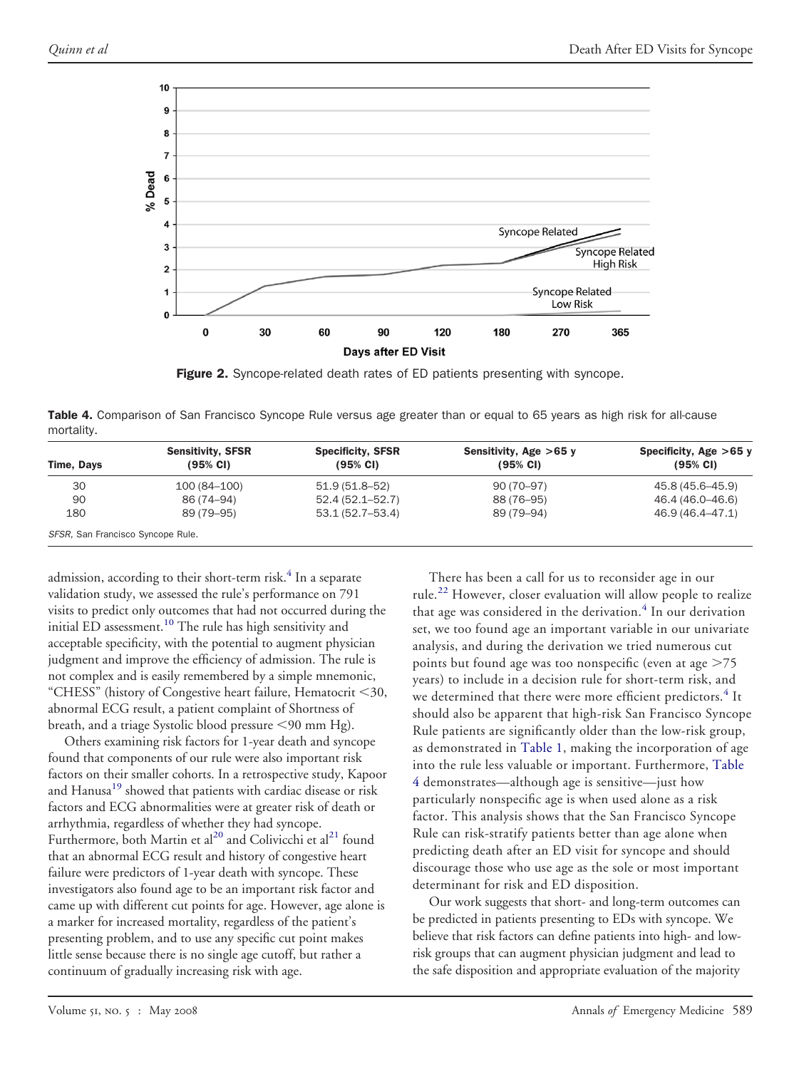Figure 2. Syncope-related death rates of ED patients presenting with syncope.

**Table 4.** Comparison of San Francisco Syncope Rule versus age greater than or equal to 65 years as high risk for all-cause mortality.

| Time, Days | Sensitivity, SFSR (95% CI) | Specificity, SFSR (95% CI) | Sensitivity, Age >65 y (95% CI) | Specificity, Age >65 y (95% CI) |
|---|---|---|---|---|
| 30 | 100 (84–100) | 51.9 (51.8–52) | 90 (70–97) | 45.8 (45.6–45.9) |
| 90 | 86 (74–94) | 52.4 (52.1–52.7) | 88 (76–95) | 46.4 (46.0–46.6) |
| 180 | 89 (79–95) | 53.1 (52.7–53.4) | 89 (79–94) | 46.9 (46.4–47.1) |

*SFSR*, San Francisco Syncope Rule.

admission, according to their short-term risk.[4] In a separate validation study, we assessed the rule's performance on 791 visits to predict only outcomes that had not occurred during the initial ED assessment.[10] The rule has high sensitivity and acceptable specificity, with the potential to augment physician judgment and improve the efficiency of admission. The rule is not complex and is easily remembered by a simple mnemonic, "CHESS" (history of Congestive heart failure, Hematocrit <30, abnormal ECG result, a patient complaint of Shortness of breath, and a triage Systolic blood pressure <90 mm Hg).

Others examining risk factors for 1-year death and syncope found that components of our rule were also important risk factors on their smaller cohorts. In a retrospective study, Kapoor and Hanusa[19] showed that patients with cardiac disease or risk factors and ECG abnormalities were at greater risk of death or arrhythmia, regardless of whether they had syncope. Furthermore, both Martin et al[20] and Colivicchi et al[21] found that an abnormal ECG result and history of congestive heart failure were predictors of 1-year death with syncope. These investigators also found age to be an important risk factor and came up with different cut points for age. However, age alone is a marker for increased mortality, regardless of the patient's presenting problem, and to use any specific cut point makes little sense because there is no single age cutoff, but rather a continuum of gradually increasing risk with age.

There has been a call for us to reconsider age in our rule.[22] However, closer evaluation will allow people to realize that age was considered in the derivation.[4] In our derivation set, we too found age an important variable in our univariate analysis, and during the derivation we tried numerous cut points but found age was too nonspecific (even at age >75 years) to include in a decision rule for short-term risk, and we determined that there were more efficient predictors.[4] It should also be apparent that high-risk San Francisco Syncope Rule patients are significantly older than the low-risk group, as demonstrated in Table 1, making the incorporation of age into the rule less valuable or important. Furthermore, Table 4 demonstrates—although age is sensitive—just how particularly nonspecific age is when used alone as a risk factor. This analysis shows that the San Francisco Syncope Rule can risk-stratify patients better than age alone when predicting death after an ED visit for syncope and should discourage those who use age as the sole or most important determinant for risk and ED disposition.

Our work suggests that short- and long-term outcomes can be predicted in patients presenting to EDs with syncope. We believe that risk factors can define patients into high- and low-risk groups that can augment physician judgment and lead to the safe disposition and appropriate evaluation of the majority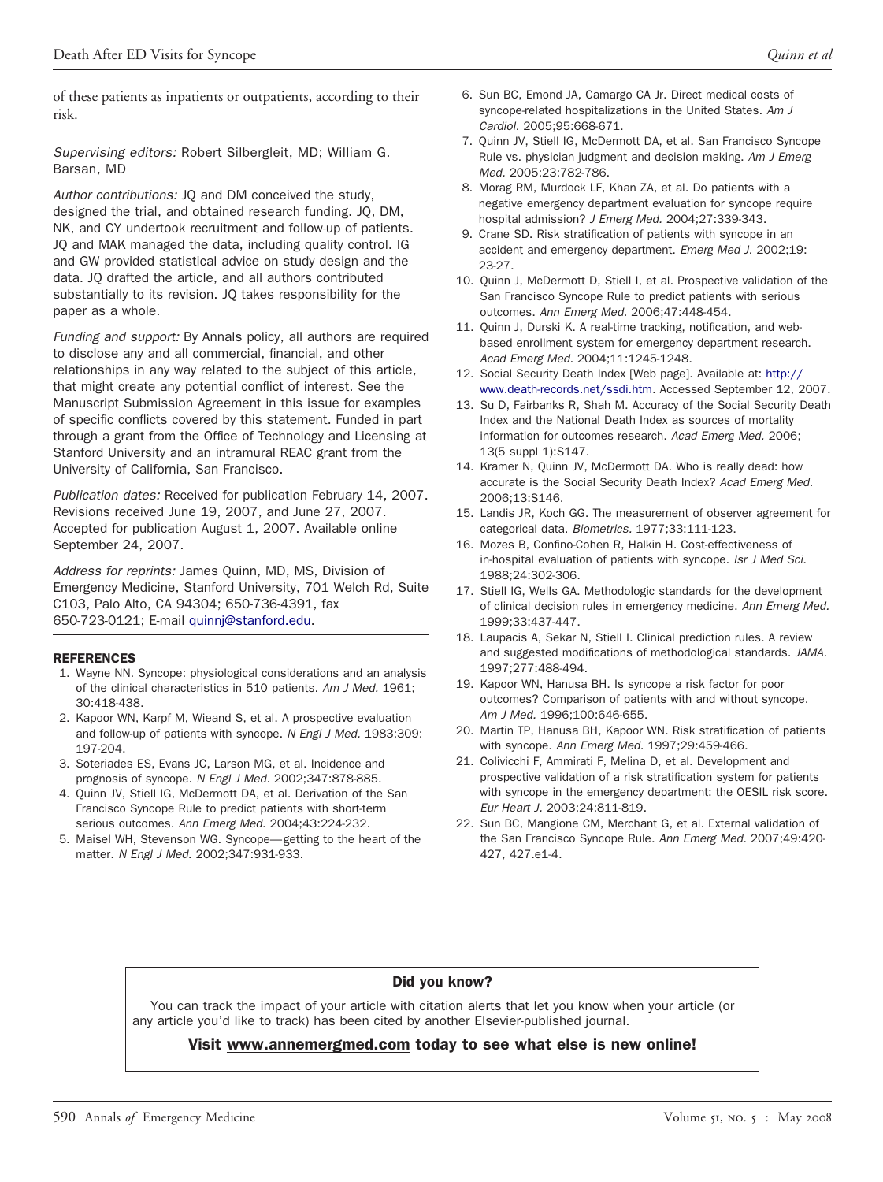of these patients as inpatients or outpatients, according to their risk.

*Supervising editors:* Robert Silbergleit, MD; William G. Barsan, MD

*Author contributions:* JQ and DM conceived the study, designed the trial, and obtained research funding. JQ, DM, NK, and CY undertook recruitment and follow-up of patients. JQ and MAK managed the data, including quality control. IG and GW provided statistical advice on study design and the data. JQ drafted the article, and all authors contributed substantially to its revision. JQ takes responsibility for the paper as a whole.

*Funding and support:* By Annals policy, all authors are required to disclose any and all commercial, financial, and other relationships in any way related to the subject of this article, that might create any potential conflict of interest. See the Manuscript Submission Agreement in this issue for examples of specific conflicts covered by this statement. Funded in part through a grant from the Office of Technology and Licensing at Stanford University and an intramural REAC grant from the University of California, San Francisco.

*Publication dates:* Received for publication February 14, 2007. Revisions received June 19, 2007, and June 27, 2007. Accepted for publication August 1, 2007. Available online September 24, 2007.

*Address for reprints:* James Quinn, MD, MS, Division of Emergency Medicine, Stanford University, 701 Welch Rd, Suite C103, Palo Alto, CA 94304; 650-736-4391, fax 650-723-0121; E-mail quinnj@stanford.edu.

## REFERENCES

1. Wayne NN. Syncope: physiological considerations and an analysis of the clinical characteristics in 510 patients. *Am J Med.* 1961; 30:418-438.
2. Kapoor WN, Karpf M, Wieand S, et al. A prospective evaluation and follow-up of patients with syncope. *N Engl J Med.* 1983;309: 197-204.
3. Soteriades ES, Evans JC, Larson MG, et al. Incidence and prognosis of syncope. *N Engl J Med.* 2002;347:878-885.
4. Quinn JV, Stiell IG, McDermott DA, et al. Derivation of the San Francisco Syncope Rule to predict patients with short-term serious outcomes. *Ann Emerg Med.* 2004;43:224-232.
5. Maisel WH, Stevenson WG. Syncope—getting to the heart of the matter. *N Engl J Med.* 2002;347:931-933.
6. Sun BC, Emond JA, Camargo CA Jr. Direct medical costs of syncope-related hospitalizations in the United States. *Am J Cardiol.* 2005;95:668-671.
7. Quinn JV, Stiell IG, McDermott DA, et al. San Francisco Syncope Rule vs. physician judgment and decision making. *Am J Emerg Med.* 2005;23:782-786.
8. Morag RM, Murdock LF, Khan ZA, et al. Do patients with a negative emergency department evaluation for syncope require hospital admission? *J Emerg Med.* 2004;27:339-343.
9. Crane SD. Risk stratification of patients with syncope in an accident and emergency department. *Emerg Med J.* 2002;19: 23-27.
10. Quinn J, McDermott D, Stiell I, et al. Prospective validation of the San Francisco Syncope Rule to predict patients with serious outcomes. *Ann Emerg Med.* 2006;47:448-454.
11. Quinn J, Durski K. A real-time tracking, notification, and web-based enrollment system for emergency department research. *Acad Emerg Med.* 2004;11:1245-1248.
12. Social Security Death Index [Web page]. Available at: http://www.death-records.net/ssdi.htm. Accessed September 12, 2007.
13. Su D, Fairbanks R, Shah M. Accuracy of the Social Security Death Index and the National Death Index as sources of mortality information for outcomes research. *Acad Emerg Med.* 2006; 13(5 suppl 1):S147.
14. Kramer N, Quinn JV, McDermott DA. Who is really dead: how accurate is the Social Security Death Index? *Acad Emerg Med.* 2006;13:S146.
15. Landis JR, Koch GG. The measurement of observer agreement for categorical data. *Biometrics.* 1977;33:111-123.
16. Mozes B, Confino-Cohen R, Halkin H. Cost-effectiveness of in-hospital evaluation of patients with syncope. *Isr J Med Sci.* 1988;24:302-306.
17. Stiell IG, Wells GA. Methodologic standards for the development of clinical decision rules in emergency medicine. *Ann Emerg Med.* 1999;33:437-447.
18. Laupacis A, Sekar N, Stiell I. Clinical prediction rules. A review and suggested modifications of methodological standards. *JAMA.* 1997;277:488-494.
19. Kapoor WN, Hanusa BH. Is syncope a risk factor for poor outcomes? Comparison of patients with and without syncope. *Am J Med.* 1996;100:646-655.
20. Martin TP, Hanusa BH, Kapoor WN. Risk stratification of patients with syncope. *Ann Emerg Med.* 1997;29:459-466.
21. Colivicchi F, Ammirati F, Melina D, et al. Development and prospective validation of a risk stratification system for patients with syncope in the emergency department: the OESIL risk score. *Eur Heart J.* 2003;24:811-819.
22. Sun BC, Mangione CM, Merchant G, et al. External validation of the San Francisco Syncope Rule. *Ann Emerg Med.* 2007;49:420-427, 427.e1-4.

**Did you know?**

You can track the impact of your article with citation alerts that let you know when your article (or any article you'd like to track) has been cited by another Elsevier-published journal.

**Visit www.annemergmed.com today to see what else is new online!**